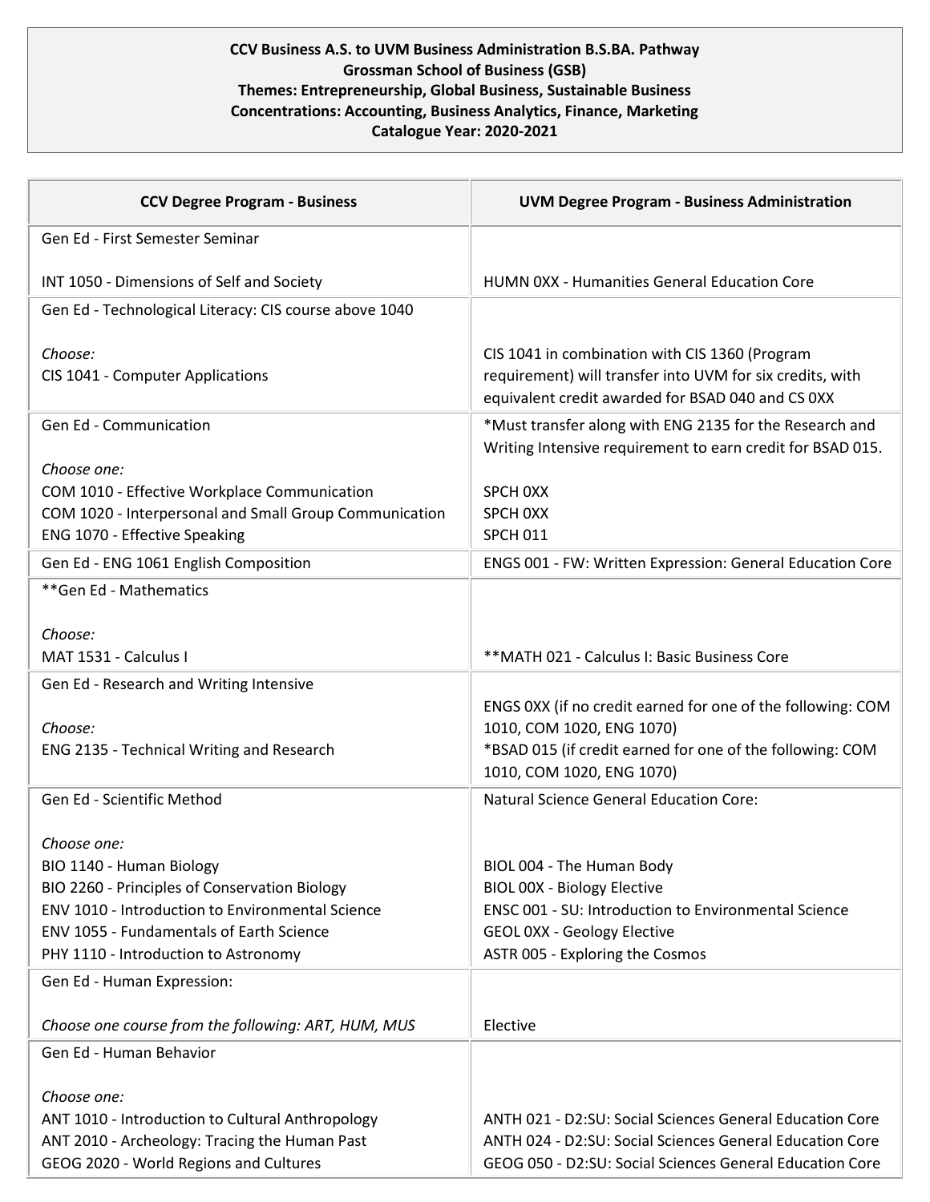**CCV Business A.S. to UVM Business Administration B.S.BA. Pathway**
**Grossman School of Business (GSB)**
**Themes: Entrepreneurship, Global Business, Sustainable Business**
**Concentrations: Accounting, Business Analytics, Finance, Marketing**
**Catalogue Year: 2020-2021**

| CCV Degree Program - Business | UVM Degree Program - Business Administration |
|---|---|
| Gen Ed - First Semester Seminar<br><br>INT 1050 - Dimensions of Self and Society | <br><br>HUMN 0XX - Humanities General Education Core |
| Gen Ed - Technological Literacy: CIS course above 1040<br><br>*Choose:*<br>CIS 1041 - Computer Applications | <br><br>CIS 1041 in combination with CIS 1360 (Program requirement) will transfer into UVM for six credits, with equivalent credit awarded for BSAD 040 and CS 0XX |
| Gen Ed - Communication<br><br>*Choose one:*<br>COM 1010 - Effective Workplace Communication<br>COM 1020 - Interpersonal and Small Group Communication<br>ENG 1070 - Effective Speaking | *Must transfer along with ENG 2135 for the Research and Writing Intensive requirement to earn credit for BSAD 015.<br><br>SPCH 0XX<br>SPCH 0XX<br>SPCH 011 |
| Gen Ed - ENG 1061 English Composition | ENGS 001 - FW: Written Expression: General Education Core |
| **Gen Ed - Mathematics<br><br>*Choose:*<br>MAT 1531 - Calculus I | <br><br><br>**MATH 021 - Calculus I: Basic Business Core |
| Gen Ed - Research and Writing Intensive<br><br>*Choose:*<br>ENG 2135 - Technical Writing and Research | <br>ENGS 0XX (if no credit earned for one of the following: COM 1010, COM 1020, ENG 1070)<br>*BSAD 015 (if credit earned for one of the following: COM 1010, COM 1020, ENG 1070) |
| Gen Ed - Scientific Method<br><br>*Choose one:*<br>BIO 1140 - Human Biology<br>BIO 2260 - Principles of Conservation Biology<br>ENV 1010 - Introduction to Environmental Science<br>ENV 1055 - Fundamentals of Earth Science<br>PHY 1110 - Introduction to Astronomy | Natural Science General Education Core:<br><br><br>BIOL 004 - The Human Body<br>BIOL 00X - Biology Elective<br>ENSC 001 - SU: Introduction to Environmental Science<br>GEOL 0XX - Geology Elective<br>ASTR 005 - Exploring the Cosmos |
| Gen Ed - Human Expression:<br><br>*Choose one course from the following: ART, HUM, MUS* | <br><br>Elective |
| Gen Ed - Human Behavior<br><br>*Choose one:*<br>ANT 1010 - Introduction to Cultural Anthropology<br>ANT 2010 - Archeology: Tracing the Human Past<br>GEOG 2020 - World Regions and Cultures | <br><br><br>ANTH 021 - D2:SU: Social Sciences General Education Core<br>ANTH 024 - D2:SU: Social Sciences General Education Core<br>GEOG 050 - D2:SU: Social Sciences General Education Core |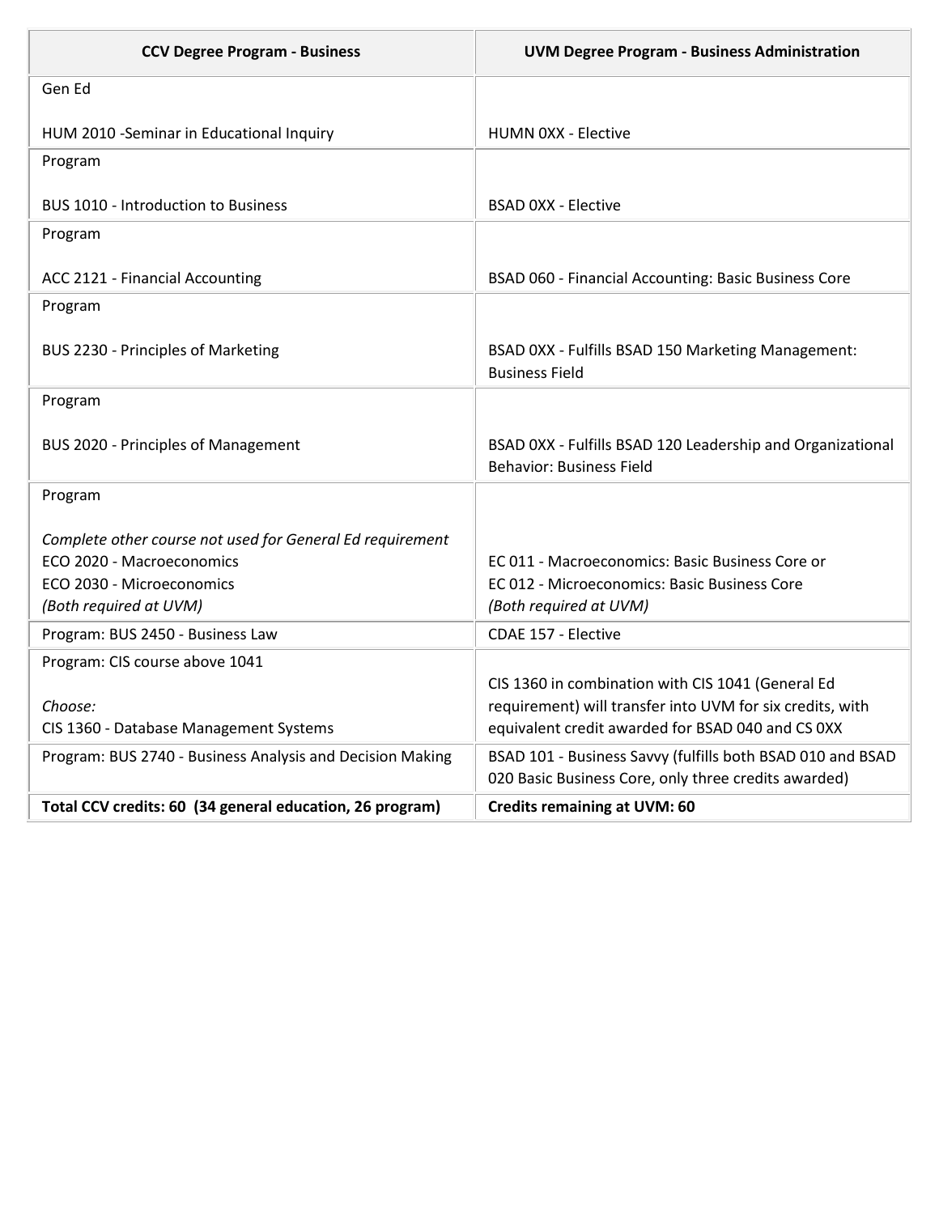| CCV Degree Program - Business | UVM Degree Program - Business Administration |
|---|---|
| Gen Ed<br><br>HUM 2010 -Seminar in Educational Inquiry | HUMN 0XX - Elective |
| Program<br><br>BUS 1010 - Introduction to Business | BSAD 0XX - Elective |
| Program<br><br>ACC 2121 - Financial Accounting | BSAD 060 - Financial Accounting: Basic Business Core |
| Program<br><br>BUS 2230 - Principles of Marketing | BSAD 0XX - Fulfills BSAD 150 Marketing Management: Business Field |
| Program<br><br>BUS 2020 - Principles of Management | BSAD 0XX - Fulfills BSAD 120 Leadership and Organizational Behavior: Business Field |
| Program<br><br>*Complete other course not used for General Ed requirement*<br>ECO 2020 - Macroeconomics<br>ECO 2030 - Microeconomics<br>*(Both required at UVM)* | EC 011 - Macroeconomics: Basic Business Core or<br>EC 012 - Microeconomics: Basic Business Core<br>*(Both required at UVM)* |
| Program: BUS 2450 - Business Law | CDAE 157 - Elective |
| Program: CIS course above 1041<br><br>*Choose:*<br>CIS 1360 - Database Management Systems | CIS 1360 in combination with CIS 1041 (General Ed requirement) will transfer into UVM for six credits, with equivalent credit awarded for BSAD 040 and CS 0XX |
| Program: BUS 2740 - Business Analysis and Decision Making | BSAD 101 - Business Savvy (fulfills both BSAD 010 and BSAD 020 Basic Business Core, only three credits awarded) |
| **Total CCV credits: 60 (34 general education, 26 program)** | **Credits remaining at UVM: 60** |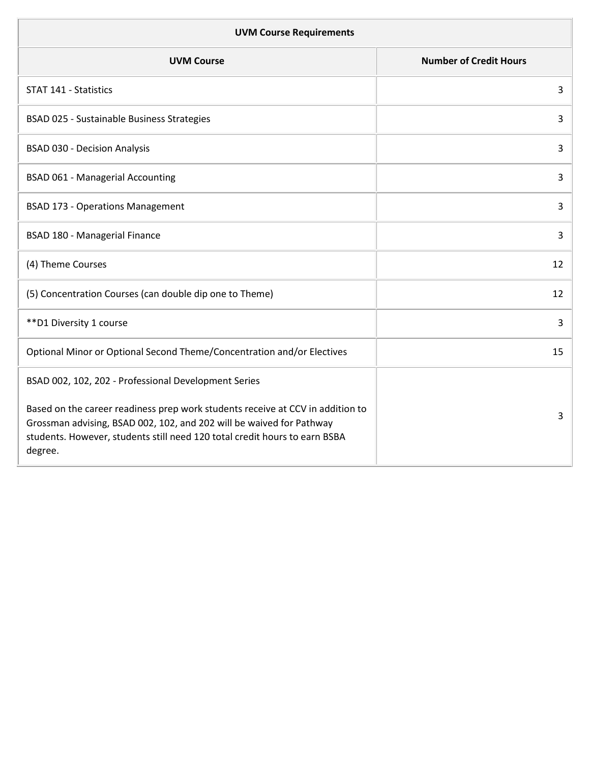| UVM Course Requirements | |
|---|---|
| **UVM Course** | **Number of Credit Hours** |
| STAT 141 - Statistics | 3 |
| BSAD 025 - Sustainable Business Strategies | 3 |
| BSAD 030 - Decision Analysis | 3 |
| BSAD 061 - Managerial Accounting | 3 |
| BSAD 173 - Operations Management | 3 |
| BSAD 180 - Managerial Finance | 3 |
| (4) Theme Courses | 12 |
| (5) Concentration Courses (can double dip one to Theme) | 12 |
| **D1 Diversity 1 course | 3 |
| Optional Minor or Optional Second Theme/Concentration and/or Electives | 15 |
| BSAD 002, 102, 202 - Professional Development Series<br><br>Based on the career readiness prep work students receive at CCV in addition to Grossman advising, BSAD 002, 102, and 202 will be waived for Pathway students. However, students still need 120 total credit hours to earn BSBA degree. | 3 |